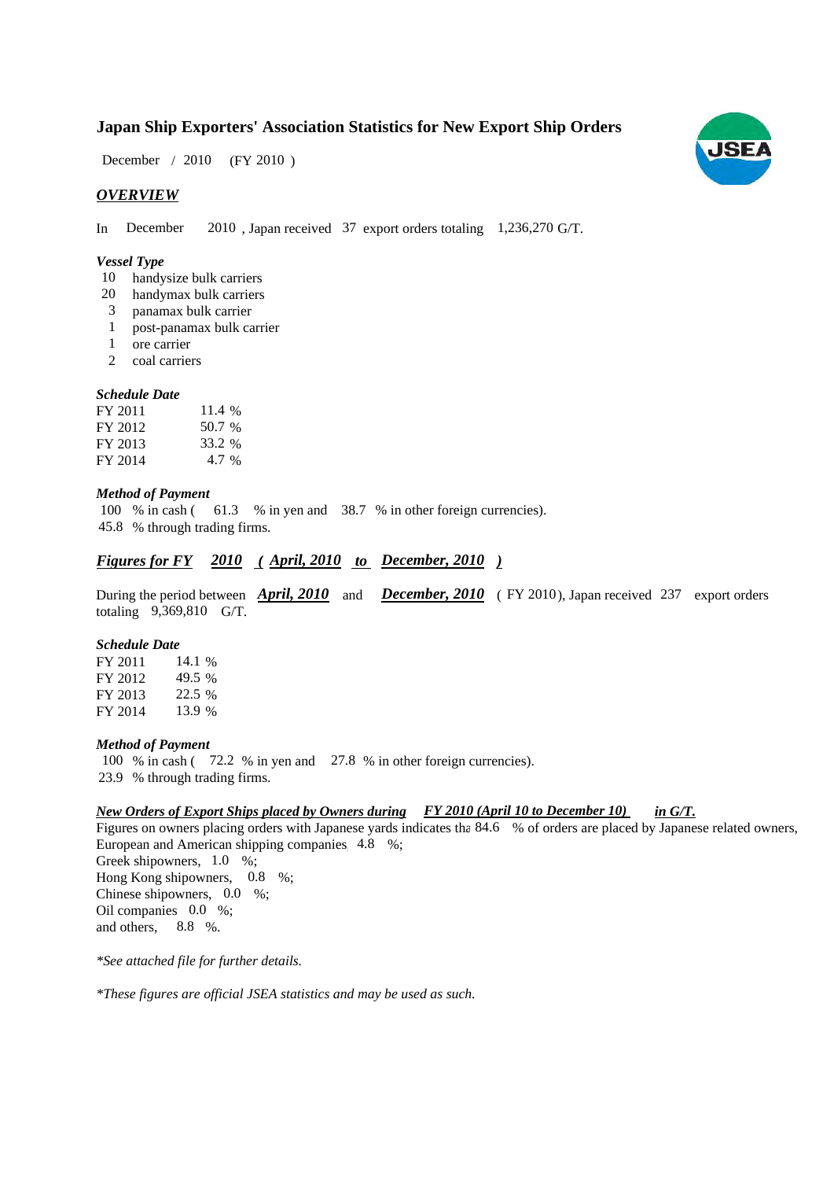# Japan Ship Exporters' Association Statistics for New Export Ship Orders

December / 2010 (FY 2010 )

## *OVERVIEW*

In December 2010 , Japan received 37 export orders totaling 1,236,270 G/T.

### *Vessel Type*

- 10 handysize bulk carriers
- 20 handymax bulk carriers
- 3 panamax bulk carrier
- 1 post-panamax bulk carrier
- 1 ore carrier
- 2 coal carriers

### *Schedule Date*

| | |
|---|---|
| FY 2011 | 11.4 % |
| FY 2012 | 50.7 % |
| FY 2013 | 33.2 % |
| FY 2014 | 4.7 % |

### *Method of Payment*

100 % in cash ( 61.3 % in yen and 38.7 % in other foreign currencies).
45.8 % through trading firms.

## ***Figures for FY 2010 ( April, 2010 to December, 2010 )***

During the period between ***April, 2010*** and ***December, 2010*** ( FY 2010), Japan received 237 export orders totaling 9,369,810 G/T.

### *Schedule Date*

| | |
|---|---|
| FY 2011 | 14.1 % |
| FY 2012 | 49.5 % |
| FY 2013 | 22.5 % |
| FY 2014 | 13.9 % |

### *Method of Payment*

100 % in cash ( 72.2 % in yen and 27.8 % in other foreign currencies).
23.9 % through trading firms.

### ***New Orders of Export Ships placed by Owners during FY 2010 (April 10 to December 10) in G/T.***

Figures on owners placing orders with Japanese yards indicates that 84.6 % of orders are placed by Japanese related owners,
European and American shipping companies, 4.8 %;
Greek shipowners, 1.0 %;
Hong Kong shipowners, 0.8 %;
Chinese shipowners, 0.0 %;
Oil companies 0.0 %;
and others, 8.8 %.

*\*See attached file for further details.*

*\*These figures are official JSEA statistics and may be used as such.*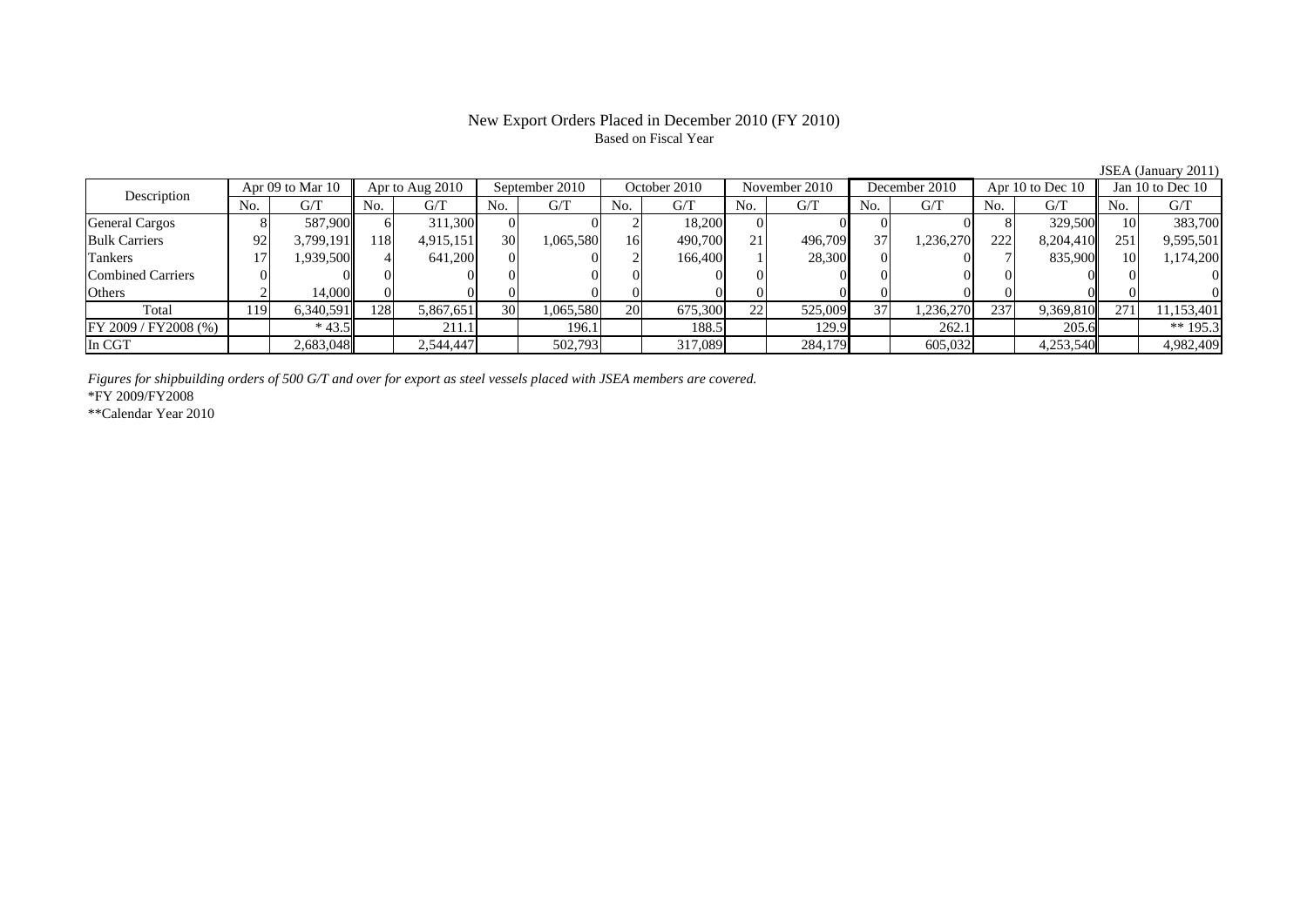# New Export Orders Placed in December 2010 (FY 2010)

Based on Fiscal Year

JSEA (January 2011)

| Description | Apr 09 to Mar 10 | | Apr to Aug 2010 | | September 2010 | | October 2010 | | November 2010 | | December 2010 | | Apr 10 to Dec 10 | | Jan 10 to Dec 10 | |
|---|---|---|---|---|---|---|---|---|---|---|---|---|---|---|---|---|
| | No. | G/T | No. | G/T | No. | G/T | No. | G/T | No. | G/T | No. | G/T | No. | G/T | No. | G/T |
| General Cargos | 8 | 587,900 | 6 | 311,300 | 0 | 0 | 2 | 18,200 | 0 | 0 | 0 | 0 | 8 | 329,500 | 10 | 383,700 |
| Bulk Carriers | 92 | 3,799,191 | 118 | 4,915,151 | 30 | 1,065,580 | 16 | 490,700 | 21 | 496,709 | 37 | 1,236,270 | 222 | 8,204,410 | 251 | 9,595,501 |
| Tankers | 17 | 1,939,500 | 4 | 641,200 | 0 | 0 | 2 | 166,400 | 1 | 28,300 | 0 | 0 | 7 | 835,900 | 10 | 1,174,200 |
| Combined Carriers | 0 | 0 | 0 | 0 | 0 | 0 | 0 | 0 | 0 | 0 | 0 | 0 | 0 | 0 | 0 | 0 |
| Others | 2 | 14,000 | 0 | 0 | 0 | 0 | 0 | 0 | 0 | 0 | 0 | 0 | 0 | 0 | 0 | 0 |
| Total | 119 | 6,340,591 | 128 | 5,867,651 | 30 | 1,065,580 | 20 | 675,300 | 22 | 525,009 | 37 | 1,236,270 | 237 | 9,369,810 | 271 | 11,153,401 |
| FY 2009 / FY2008 (%) | | * 43.5 | | 211.1 | | 196.1 | | 188.5 | | 129.9 | | 262.1 | | 205.6 | | ** 195.3 |
| In CGT | | 2,683,048 | | 2,544,447 | | 502,793 | | 317,089 | | 284,179 | | 605,032 | | 4,253,540 | | 4,982,409 |

*Figures for shipbuilding orders of 500 G/T and over for export as steel vessels placed with JSEA members are covered.*

*FY 2009/FY2008

**Calendar Year 2010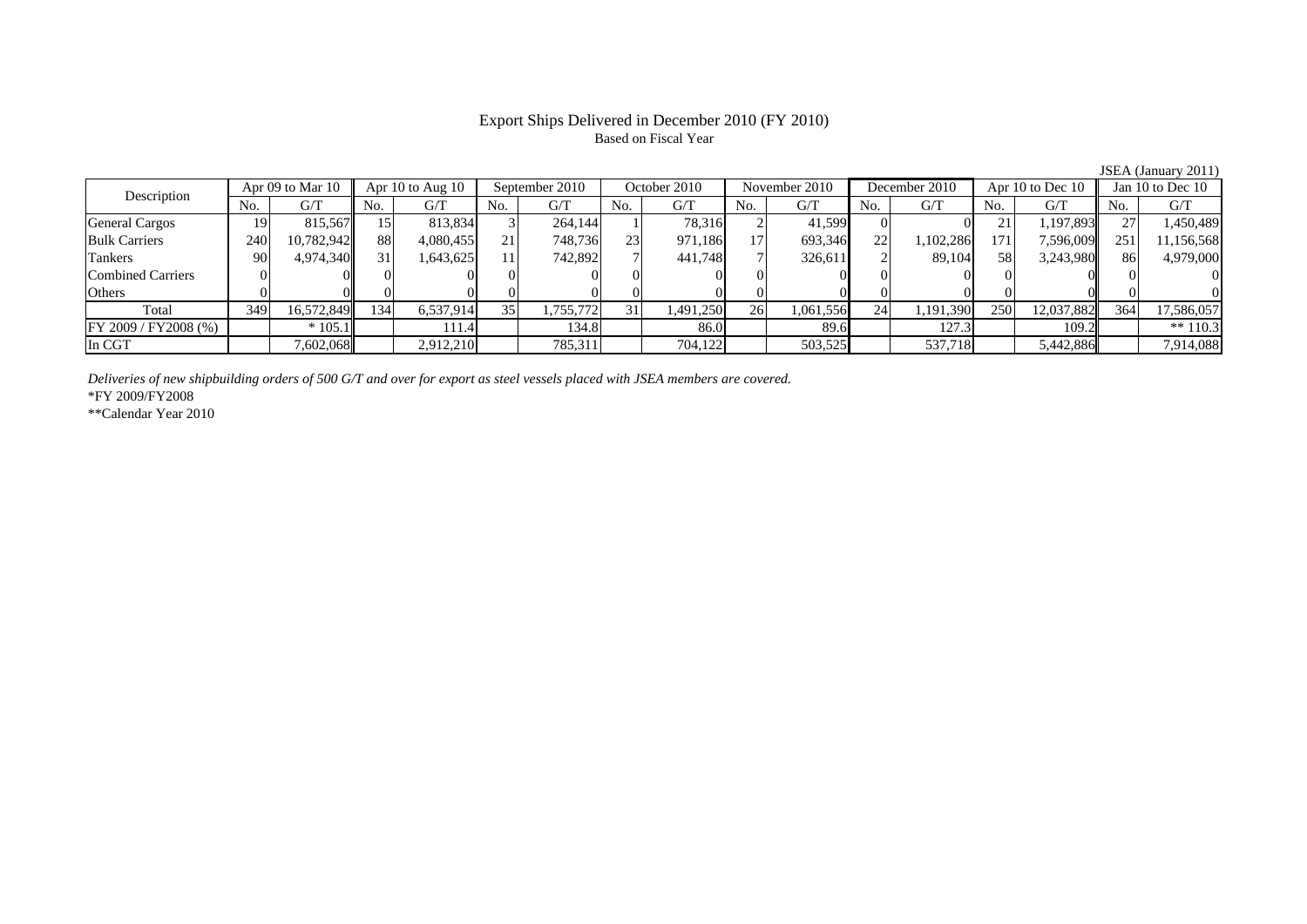# Export Ships Delivered in December 2010 (FY 2010)

Based on Fiscal Year

JSEA (January 2011)

| Description | Apr 09 to Mar 10 | | Apr 10 to Aug 10 | | September 2010 | | October 2010 | | November 2010 | | December 2010 | | Apr 10 to Dec 10 | | Jan 10 to Dec 10 | |
|---|---|---|---|---|---|---|---|---|---|---|---|---|---|---|---|---|
| | No. | G/T | No. | G/T | No. | G/T | No. | G/T | No. | G/T | No. | G/T | No. | G/T | No. | G/T |
| General Cargos | 19 | 815,567 | 15 | 813,834 | 3 | 264,144 | 1 | 78,316 | 2 | 41,599 | 0 | 0 | 21 | 1,197,893 | 27 | 1,450,489 |
| Bulk Carriers | 240 | 10,782,942 | 88 | 4,080,455 | 21 | 748,736 | 23 | 971,186 | 17 | 693,346 | 22 | 1,102,286 | 171 | 7,596,009 | 251 | 11,156,568 |
| Tankers | 90 | 4,974,340 | 31 | 1,643,625 | 11 | 742,892 | 7 | 441,748 | 7 | 326,611 | 2 | 89,104 | 58 | 3,243,980 | 86 | 4,979,000 |
| Combined Carriers | 0 | 0 | 0 | 0 | 0 | 0 | 0 | 0 | 0 | 0 | 0 | 0 | 0 | 0 | 0 | 0 |
| Others | 0 | 0 | 0 | 0 | 0 | 0 | 0 | 0 | 0 | 0 | 0 | 0 | 0 | 0 | 0 | 0 |
| Total | 349 | 16,572,849 | 134 | 6,537,914 | 35 | 1,755,772 | 31 | 1,491,250 | 26 | 1,061,556 | 24 | 1,191,390 | 250 | 12,037,882 | 364 | 17,586,057 |
| FY 2009 / FY2008 (%) | | * 105.1 | | 111.4 | | 134.8 | | 86.0 | | 89.6 | | 127.3 | | 109.2 | | ** 110.3 |
| In CGT | | 7,602,068 | | 2,912,210 | | 785,311 | | 704,122 | | 503,525 | | 537,718 | | 5,442,886 | | 7,914,088 |

*Deliveries of new shipbuilding orders of 500 G/T and over for export as steel vessels placed with JSEA members are covered.*

*FY 2009/FY2008

**Calendar Year 2010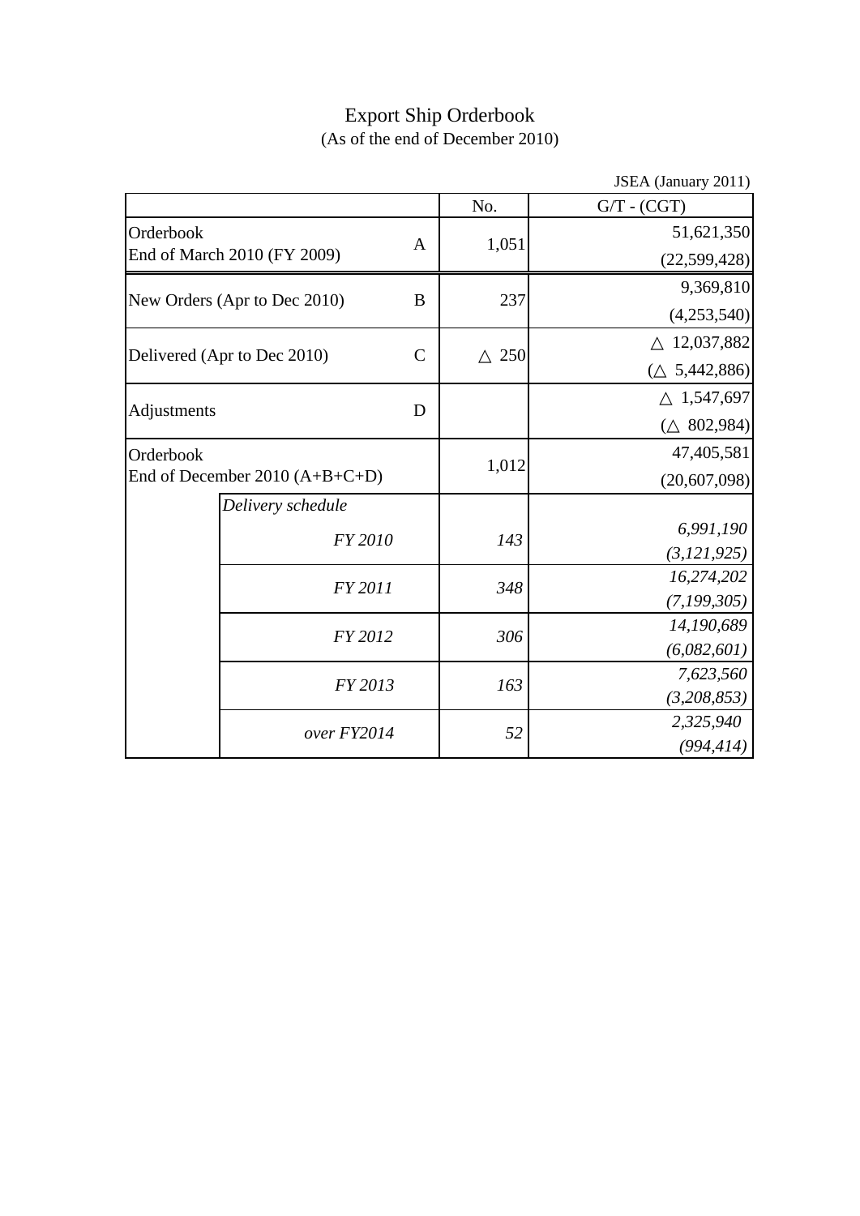# Export Ship Orderbook

(As of the end of December 2010)

JSEA (January 2011)

| | | | No. | G/T - (CGT) |
|---|---|---|---|---|
| Orderbook<br>End of March 2010 (FY 2009) | | A | 1,051 | 51,621,350<br>(22,599,428) |
| New Orders (Apr to Dec 2010) | | B | 237 | 9,369,810<br>(4,253,540) |
| Delivered (Apr to Dec 2010) | | C | △ 250 | △ 12,037,882<br>(△ 5,442,886) |
| Adjustments | | D | | △ 1,547,697<br>(△ 802,984) |
| Orderbook<br>End of December 2010 (A+B+C+D) | | | 1,012 | 47,405,581<br>(20,607,098) |
| | *Delivery schedule* | | | |
| | *FY 2010* | | *143* | *6,991,190*<br>*(3,121,925)* |
| | *FY 2011* | | *348* | *16,274,202*<br>*(7,199,305)* |
| | *FY 2012* | | *306* | *14,190,689*<br>*(6,082,601)* |
| | *FY 2013* | | *163* | *7,623,560*<br>*(3,208,853)* |
| | *over FY2014* | | *52* | *2,325,940*<br>*(994,414)* |